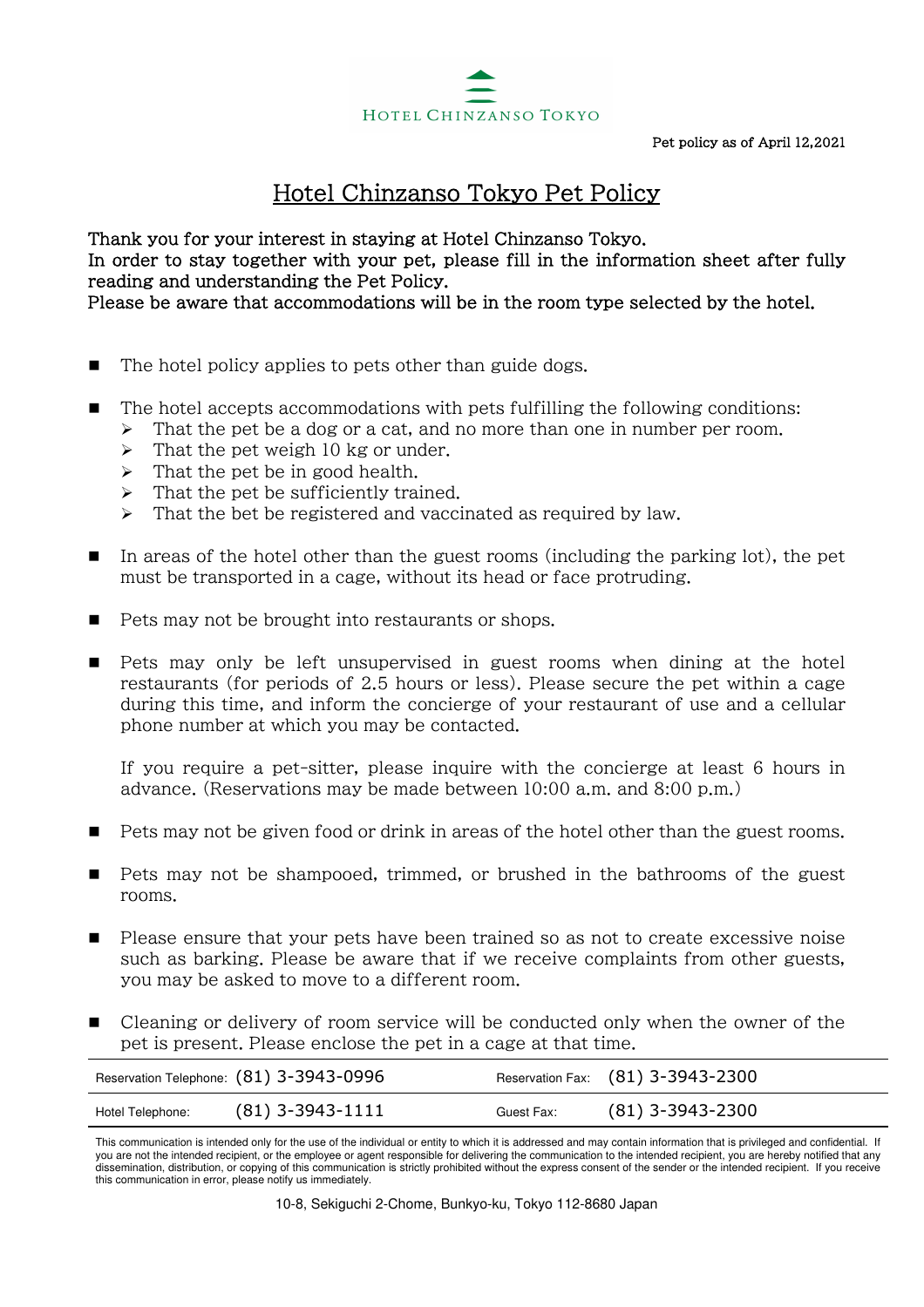HOTEL CHINZANSO TOKYO

Pet policy as of April 12,2021

# Hotel Chinzanso Tokyo Pet Policy

**Thank you for your interest in staying at Hotel Chinzanso Tokyo.**
**In order to stay together with your pet, please fill in the information sheet after fully reading and understanding the Pet Policy.**
**Please be aware that accommodations will be in the room type selected by the hotel.**

- The hotel policy applies to pets other than guide dogs.

- The hotel accepts accommodations with pets fulfilling the following conditions:
  - That the pet be a dog or a cat, and no more than one in number per room.
  - That the pet weigh 10 kg or under.
  - That the pet be in good health.
  - That the pet be sufficiently trained.
  - That the bet be registered and vaccinated as required by law.

- In areas of the hotel other than the guest rooms (including the parking lot), the pet must be transported in a cage, without its head or face protruding.

- Pets may not be brought into restaurants or shops.

- Pets may only be left unsupervised in guest rooms when dining at the hotel restaurants (for periods of 2.5 hours or less). Please secure the pet within a cage during this time, and inform the concierge of your restaurant of use and a cellular phone number at which you may be contacted.

  If you require a pet-sitter, please inquire with the concierge at least 6 hours in advance. (Reservations may be made between 10:00 a.m. and 8:00 p.m.)

- Pets may not be given food or drink in areas of the hotel other than the guest rooms.

- Pets may not be shampooed, trimmed, or brushed in the bathrooms of the guest rooms.

- Please ensure that your pets have been trained so as not to create excessive noise such as barking. Please be aware that if we receive complaints from other guests, you may be asked to move to a different room.

- Cleaning or delivery of room service will be conducted only when the owner of the pet is present. Please enclose the pet in a cage at that time.

| Reservation Telephone: | (81) 3-3943-0996 | Reservation Fax: | (81) 3-3943-2300 |
|---|---|---|---|
| Hotel Telephone: | (81) 3-3943-1111 | Guest Fax: | (81) 3-3943-2300 |

This communication is intended only for the use of the individual or entity to which it is addressed and may contain information that is privileged and confidential. If you are not the intended recipient, or the employee or agent responsible for delivering the communication to the intended recipient, you are hereby notified that any dissemination, distribution, or copying of this communication is strictly prohibited without the express consent of the sender or the intended recipient. If you receive this communication in error, please notify us immediately.

10-8, Sekiguchi 2-Chome, Bunkyo-ku, Tokyo 112-8680 Japan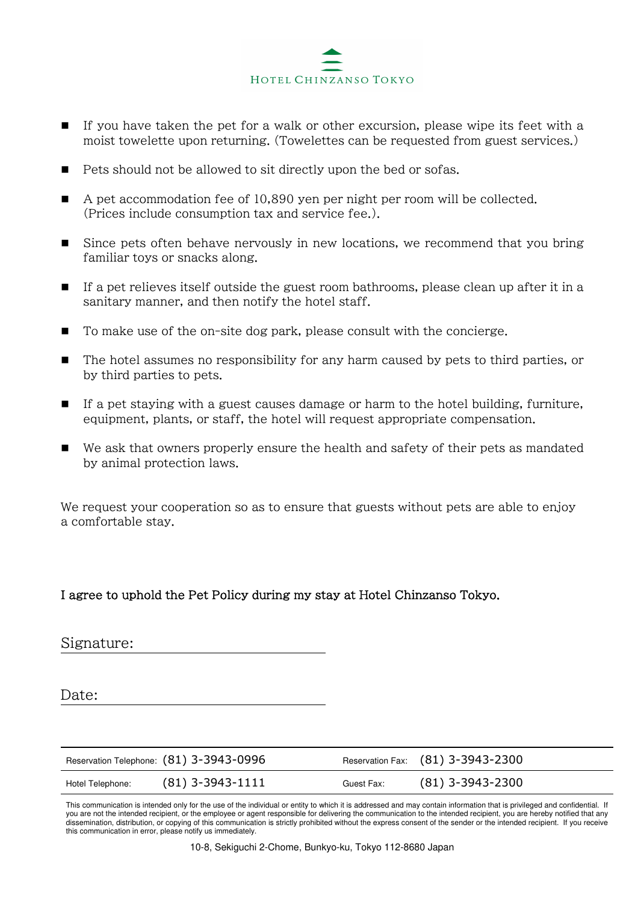HOTEL CHINZANSO TOKYO

- If you have taken the pet for a walk or other excursion, please wipe its feet with a moist towelette upon returning. (Towelettes can be requested from guest services.)
- Pets should not be allowed to sit directly upon the bed or sofas.
- A pet accommodation fee of 10,890 yen per night per room will be collected. (Prices include consumption tax and service fee.).
- Since pets often behave nervously in new locations, we recommend that you bring familiar toys or snacks along.
- If a pet relieves itself outside the guest room bathrooms, please clean up after it in a sanitary manner, and then notify the hotel staff.
- To make use of the on-site dog park, please consult with the concierge.
- The hotel assumes no responsibility for any harm caused by pets to third parties, or by third parties to pets.
- If a pet staying with a guest causes damage or harm to the hotel building, furniture, equipment, plants, or staff, the hotel will request appropriate compensation.
- We ask that owners properly ensure the health and safety of their pets as mandated by animal protection laws.

We request your cooperation so as to ensure that guests without pets are able to enjoy a comfortable stay.

I agree to uphold the Pet Policy during my stay at Hotel Chinzanso Tokyo.

Signature: ______________________

Date: ______________________

| | | | |
|---|---|---|---|
| Reservation Telephone: | (81) 3-3943-0996 | Reservation Fax: | (81) 3-3943-2300 |
| Hotel Telephone: | (81) 3-3943-1111 | Guest Fax: | (81) 3-3943-2300 |

This communication is intended only for the use of the individual or entity to which it is addressed and may contain information that is privileged and confidential. If you are not the intended recipient, or the employee or agent responsible for delivering the communication to the intended recipient, you are hereby notified that any dissemination, distribution, or copying of this communication is strictly prohibited without the express consent of the sender or the intended recipient. If you receive this communication in error, please notify us immediately.

10-8, Sekiguchi 2-Chome, Bunkyo-ku, Tokyo 112-8680 Japan